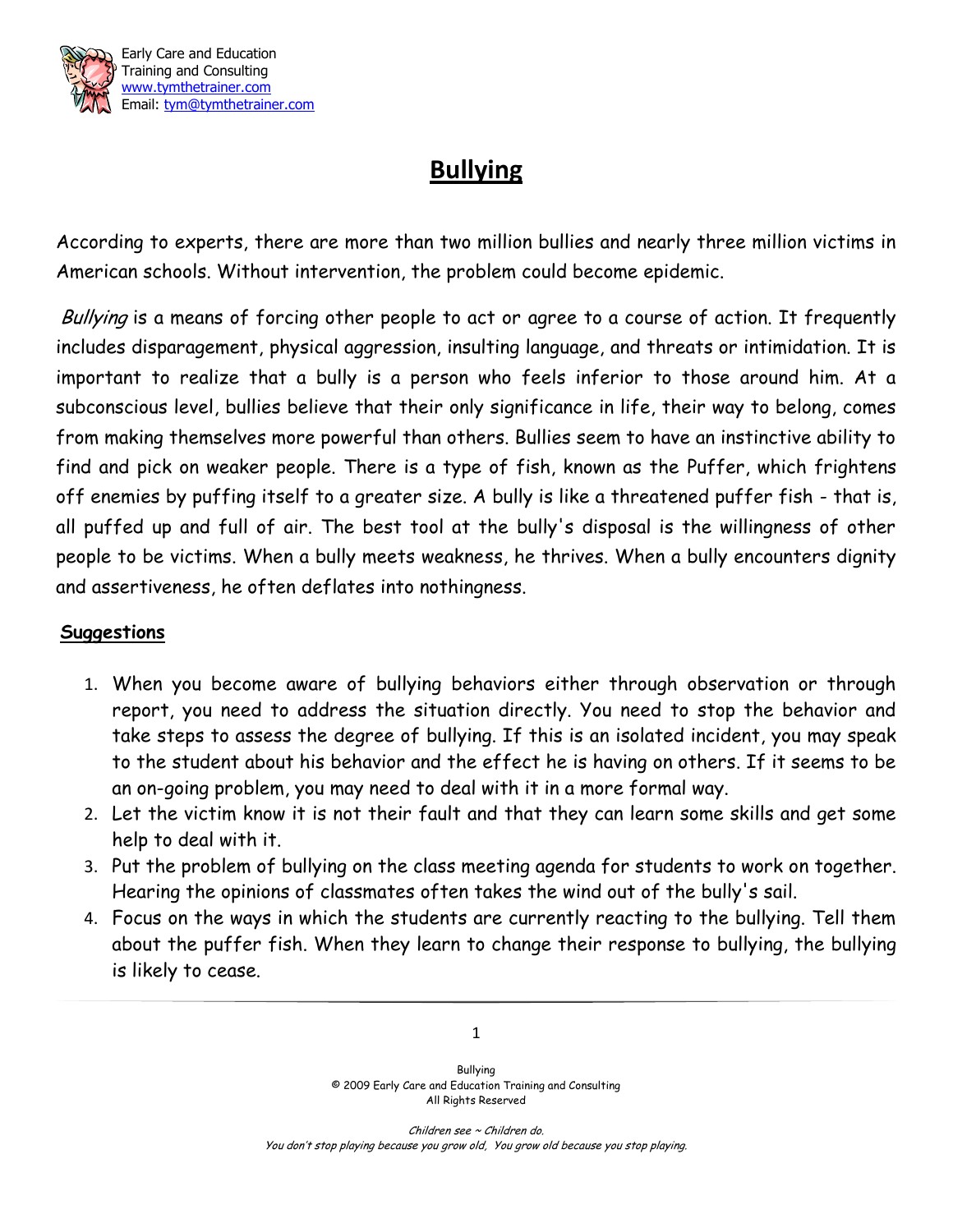Early Care and Education
Training and Consulting
www.tymthetrainer.com
Email: tym@tymthetrainer.com

# Bullying

According to experts, there are more than two million bullies and nearly three million victims in American schools. Without intervention, the problem could become epidemic.

*Bullying* is a means of forcing other people to act or agree to a course of action. It frequently includes disparagement, physical aggression, insulting language, and threats or intimidation. It is important to realize that a bully is a person who feels inferior to those around him. At a subconscious level, bullies believe that their only significance in life, their way to belong, comes from making themselves more powerful than others. Bullies seem to have an instinctive ability to find and pick on weaker people. There is a type of fish, known as the Puffer, which frightens off enemies by puffing itself to a greater size. A bully is like a threatened puffer fish - that is, all puffed up and full of air. The best tool at the bully's disposal is the willingness of other people to be victims. When a bully meets weakness, he thrives. When a bully encounters dignity and assertiveness, he often deflates into nothingness.

## Suggestions

1. When you become aware of bullying behaviors either through observation or through report, you need to address the situation directly. You need to stop the behavior and take steps to assess the degree of bullying. If this is an isolated incident, you may speak to the student about his behavior and the effect he is having on others. If it seems to be an on-going problem, you may need to deal with it in a more formal way.
2. Let the victim know it is not their fault and that they can learn some skills and get some help to deal with it.
3. Put the problem of bullying on the class meeting agenda for students to work on together. Hearing the opinions of classmates often takes the wind out of the bully's sail.
4. Focus on the ways in which the students are currently reacting to the bullying. Tell them about the puffer fish. When they learn to change their response to bullying, the bullying is likely to cease.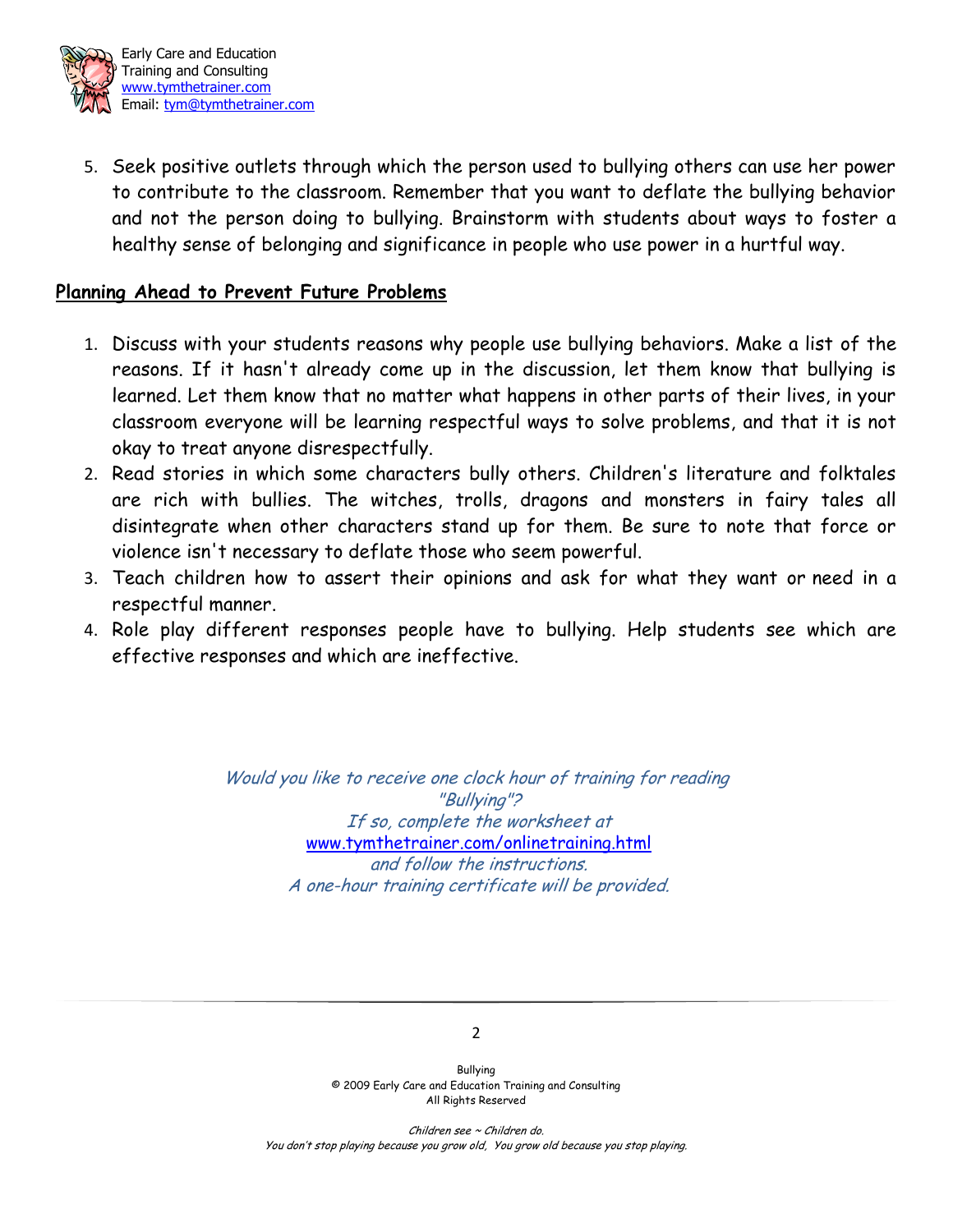5. Seek positive outlets through which the person used to bullying others can use her power to contribute to the classroom. Remember that you want to deflate the bullying behavior and not the person doing to bullying. Brainstorm with students about ways to foster a healthy sense of belonging and significance in people who use power in a hurtful way.

## Planning Ahead to Prevent Future Problems

1. Discuss with your students reasons why people use bullying behaviors. Make a list of the reasons. If it hasn't already come up in the discussion, let them know that bullying is learned. Let them know that no matter what happens in other parts of their lives, in your classroom everyone will be learning respectful ways to solve problems, and that it is not okay to treat anyone disrespectfully.
2. Read stories in which some characters bully others. Children's literature and folktales are rich with bullies. The witches, trolls, dragons and monsters in fairy tales all disintegrate when other characters stand up for them. Be sure to note that force or violence isn't necessary to deflate those who seem powerful.
3. Teach children how to assert their opinions and ask for what they want or need in a respectful manner.
4. Role play different responses people have to bullying. Help students see which are effective responses and which are ineffective.

*Would you like to receive one clock hour of training for reading "Bullying"?*
*If so, complete the worksheet at*
www.tymthetrainer.com/onlinetraining.html
*and follow the instructions.*
*A one-hour training certificate will be provided.*